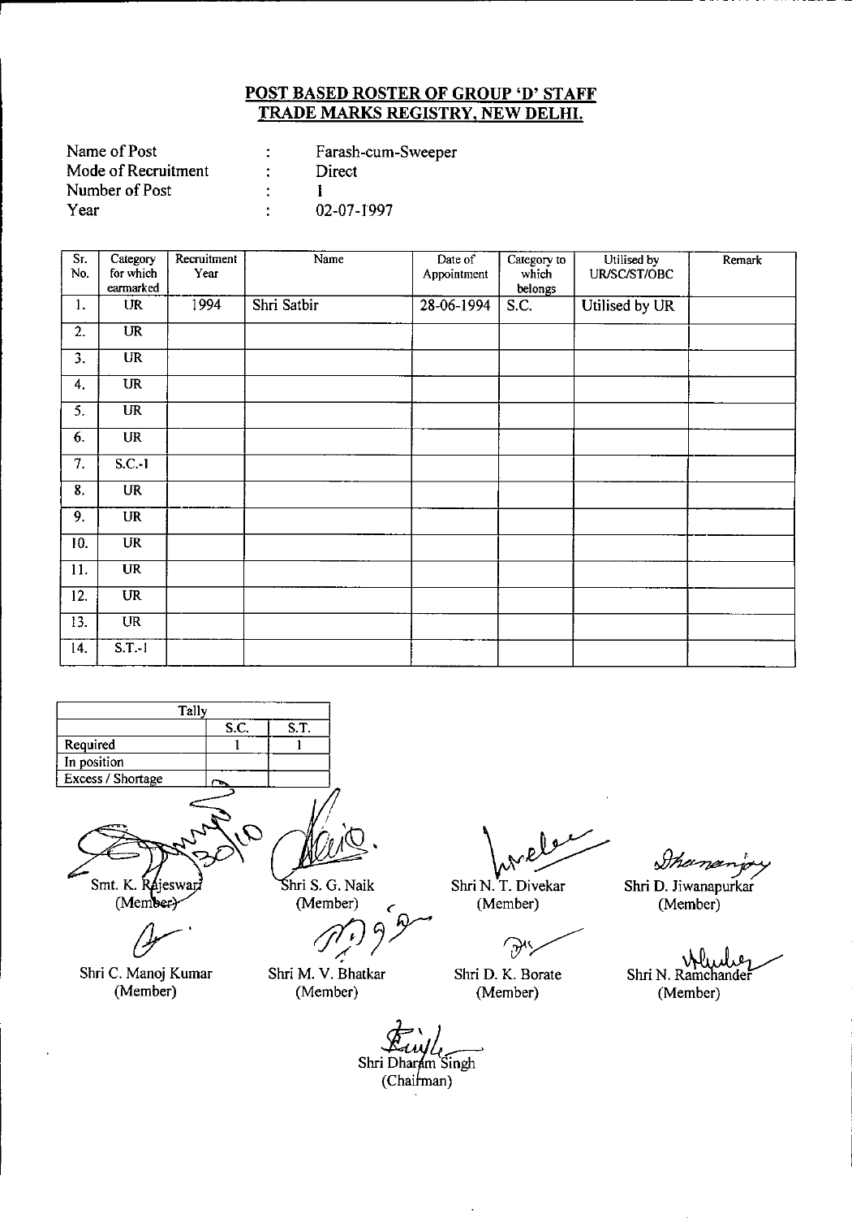**POST BASED ROSTER OF GROUP 'D' STAFF**
**TRADE MARKS REGISTRY, NEW DELHI.**

| | | |
|---|---|---|
| Name of Post | : | Farash-cum-Sweeper |
| Mode of Recruitment | : | Direct |
| Number of Post | : | 1 |
| Year | : | 02-07-1997 |

| Sr. No. | Category for which earmarked | Recruitment Year | Name | Date of Appointment | Category to which belongs | Utilised by UR/SC/ST/OBC | Remark |
|---|---|---|---|---|---|---|---|
| 1. | UR | 1994 | Shri Satbir | 28-06-1994 | S.C. | Utilised by UR | |
| 2. | UR | | | | | | |
| 3. | UR | | | | | | |
| 4. | UR | | | | | | |
| 5. | UR | | | | | | |
| 6. | UR | | | | | | |
| 7. | S.C.-1 | | | | | | |
| 8. | UR | | | | | | |
| 9. | UR | | | | | | |
| 10. | UR | | | | | | |
| 11. | UR | | | | | | |
| 12. | UR | | | | | | |
| 13. | UR | | | | | | |
| 14. | S.T.-1 | | | | | | |

| Tally | | |
|---|---|---|
| | S.C. | S.T. |
| Required | 1 | 1 |
| In position | | |
| Excess / Shortage | | |

Smt. K. Rajeswari (Member) Shri S. G. Naik (Member) Shri N. T. Divekar (Member) Shri D. Jiwanapurkar (Member)

Shri C. Manoj Kumar (Member) Shri M. V. Bhatkar (Member) Shri D. K. Borate (Member) Shri N. Ramchander (Member)

Shri Dharam Singh (Chairman)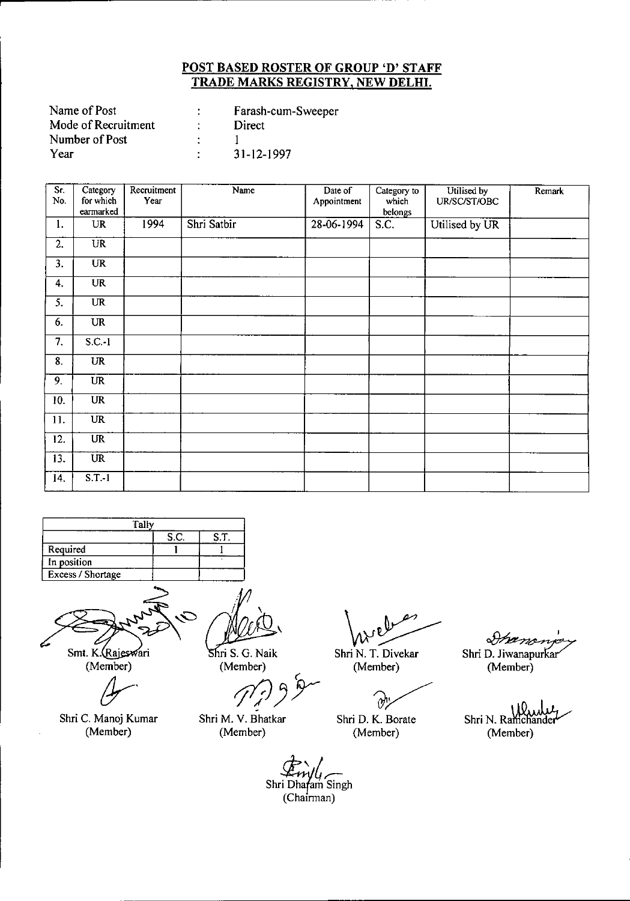## POST BASED ROSTER OF GROUP 'D' STAFF
## TRADE MARKS REGISTRY, NEW DELHI.

Name of Post : Farash-cum-Sweeper
Mode of Recruitment : Direct
Number of Post : 1
Year : 31-12-1997

| Sr. No. | Category for which earmarked | Recruitment Year | Name | Date of Appointment | Category to which belongs | Utilised by UR/SC/ST/OBC | Remark |
|---|---|---|---|---|---|---|---|
| 1. | UR | 1994 | Shri Satbir | 28-06-1994 | S.C. | Utilised by UR | |
| 2. | UR | | | | | | |
| 3. | UR | | | | | | |
| 4. | UR | | | | | | |
| 5. | UR | | | | | | |
| 6. | UR | | | | | | |
| 7. | S.C.-1 | | | | | | |
| 8. | UR | | | | | | |
| 9. | UR | | | | | | |
| 10. | UR | | | | | | |
| 11. | UR | | | | | | |
| 12. | UR | | | | | | |
| 13. | UR | | | | | | |
| 14. | S.T.-1 | | | | | | |

| Tally | | |
|---|---|---|
| | S.C. | S.T. |
| Required | 1 | 1 |
| In position | | |
| Excess / Shortage | | |

Smt. K. Rajeswari (Member)

Shri S. G. Naik (Member)

Shri N. T. Divekar (Member)

Shri D. Jiwanapurkar (Member)

Shri C. Manoj Kumar (Member)

Shri M. V. Bhatkar (Member)

Shri D. K. Borate (Member)

Shri N. Ramchander (Member)

Shri Dharam Singh (Chairman)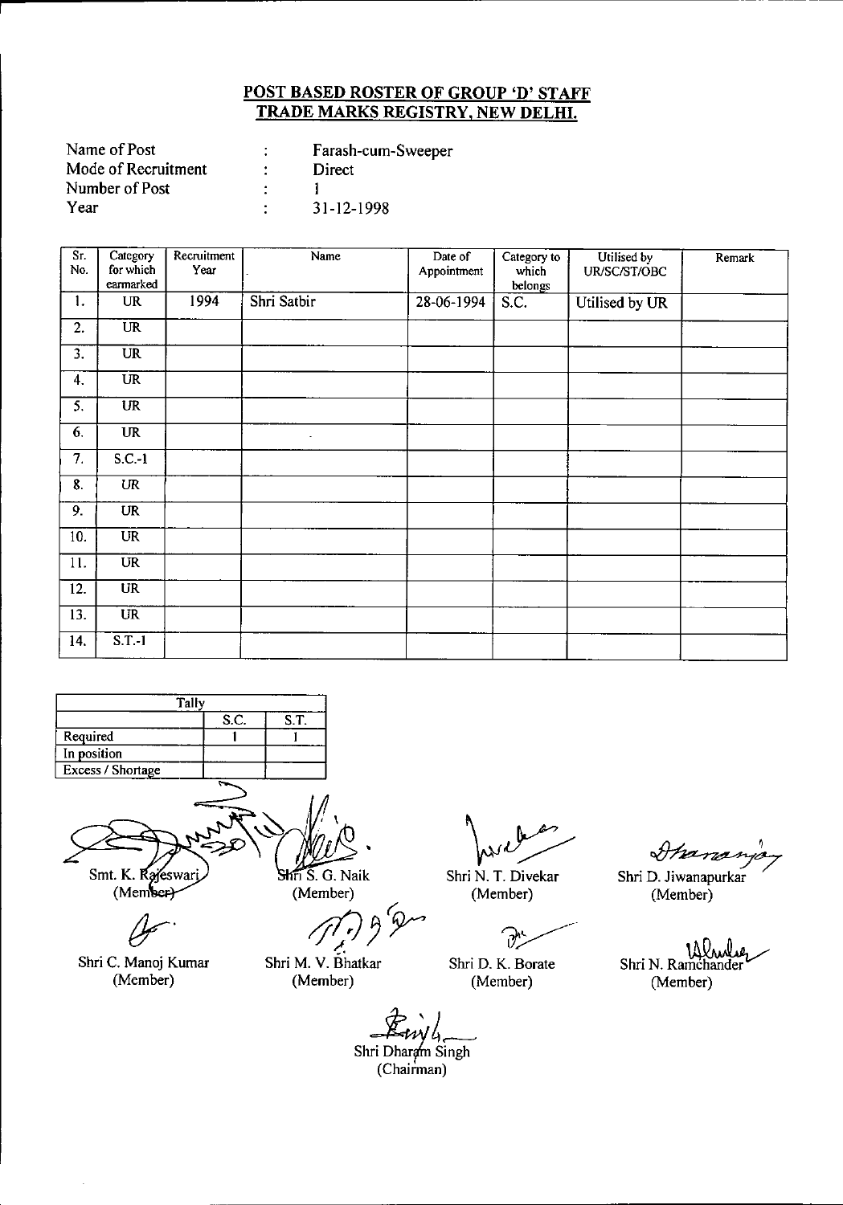## POST BASED ROSTER OF GROUP 'D' STAFF
## TRADE MARKS REGISTRY, NEW DELHI.

Name of Post : Farash-cum-Sweeper
Mode of Recruitment : Direct
Number of Post : 1
Year : 31-12-1998

| Sr. No. | Category for which earmarked | Recruitment Year | Name | Date of Appointment | Category to which belongs | Utilised by UR/SC/ST/OBC | Remark |
|---|---|---|---|---|---|---|---|
| 1. | UR | 1994 | Shri Satbir | 28-06-1994 | S.C. | Utilised by UR | |
| 2. | UR | | | | | | |
| 3. | UR | | | | | | |
| 4. | UR | | | | | | |
| 5. | UR | | | | | | |
| 6. | UR | | - | | | | |
| 7. | S.C.-1 | | | | | | |
| 8. | UR | | | | | | |
| 9. | UR | | | | | | |
| 10. | UR | | | | | | |
| 11. | UR | | | | | | |
| 12. | UR | | | | | | |
| 13. | UR | | | | | | |
| 14. | S.T.-1 | | | | | | |

| Tally | S.C. | S.T. |
|---|---|---|
| Required | 1 | 1 |
| In position | | |
| Excess / Shortage | | |

Smt. K. Rajeswari (Member) | Shri S. G. Naik (Member) | Shri N. T. Divekar (Member) | Shri D. Jiwanapurkar (Member)

Shri C. Manoj Kumar (Member) | Shri M. V. Bhatkar (Member) | Shri D. K. Borate (Member) | Shri N. Ramchander (Member)

Shri Dharam Singh (Chairman)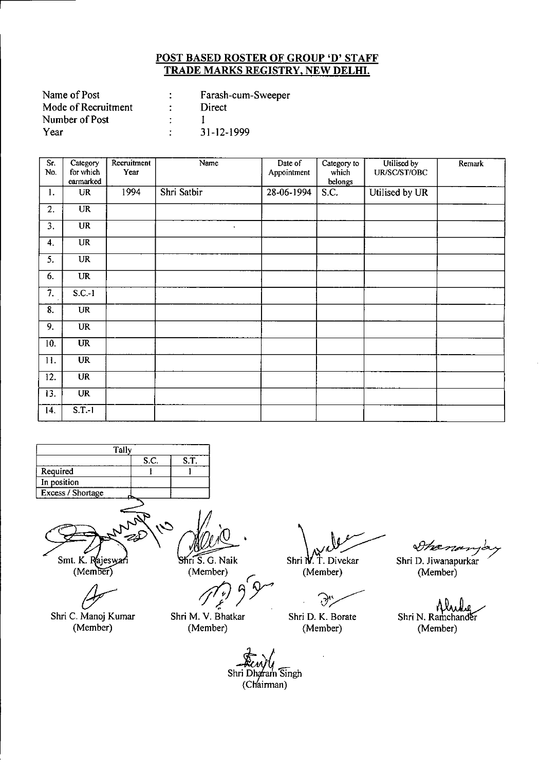## POST BASED ROSTER OF GROUP 'D' STAFF
## TRADE MARKS REGISTRY, NEW DELHI.

| | | |
|---|---|---|
| Name of Post | : | Farash-cum-Sweeper |
| Mode of Recruitment | : | Direct |
| Number of Post | : | 1 |
| Year | : | 31-12-1999 |

| Sr. No. | Category for which earmarked | Recruitment Year | Name | Date of Appointment | Category to which belongs | Utilised by UR/SC/ST/OBC | Remark |
|---|---|---|---|---|---|---|---|
| 1. | UR | 1994 | Shri Satbir | 28-06-1994 | S.C. | Utilised by UR | |
| 2. | UR | | | | | | |
| 3. | UR | | | | | | |
| 4. | UR | | | | | | |
| 5. | UR | | | | | | |
| 6. | UR | | | | | | |
| 7. | S.C.-1 | | | | | | |
| 8. | UR | | | | | | |
| 9. | UR | | | | | | |
| 10. | UR | | | | | | |
| 11. | UR | | | | | | |
| 12. | UR | | | | | | |
| 13. | UR | | | | | | |
| 14. | S.T.-1 | | | | | | |

| Tally | S.C. | S.T. |
|---|---|---|
| Required | 1 | 1 |
| In position | | |
| Excess / Shortage | | |

Smt. K. Rajeswari (Member) — Shri S. G. Naik (Member) — Shri N. T. Divekar (Member) — Shri D. Jiwanapurkar (Member)

Shri C. Manoj Kumar (Member) — Shri M. V. Bhatkar (Member) — Shri D. K. Borate (Member) — Shri N. Ramchander (Member)

Shri Dharam Singh (Chairman)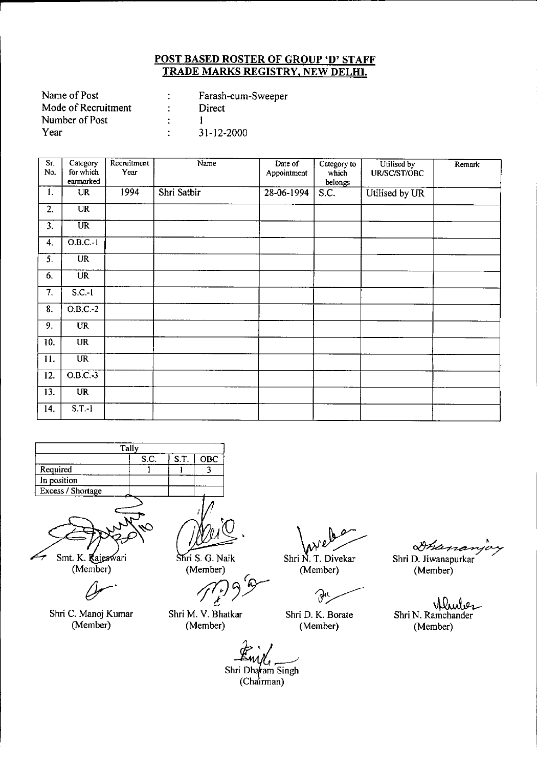## POST BASED ROSTER OF GROUP 'D' STAFF
## TRADE MARKS REGISTRY, NEW DELHI.

| | | |
|---|---|---|
| Name of Post | : | Farash-cum-Sweeper |
| Mode of Recruitment | : | Direct |
| Number of Post | : | 1 |
| Year | : | 31-12-2000 |

| Sr. No. | Category for which earmarked | Recruitment Year | Name | Date of Appointment | Category to which belongs | Utilised by UR/SC/ST/OBC | Remark |
|---|---|---|---|---|---|---|---|
| 1. | UR | 1994 | Shri Satbir | 28-06-1994 | S.C. | Utilised by UR | |
| 2. | UR | | | | | | |
| 3. | UR | | | | | | |
| 4. | O.B.C.-1 | | | | | | |
| 5. | UR | | | | | | |
| 6. | UR | | | | | | |
| 7. | S.C.-1 | | | | | | |
| 8. | O.B.C.-2 | | | | | | |
| 9. | UR | | | | | | |
| 10. | UR | | | | | | |
| 11. | UR | | | | | | |
| 12. | O.B.C.-3 | | | | | | |
| 13. | UR | | | | | | |
| 14. | S.T.-1 | | | | | | |

| Tally | | | |
|---|---|---|---|
| | S.C. | S.T. | OBC |
| Required | 1 | 1 | 3 |
| In position | | | |
| Excess / Shortage | | | |

Smt. K. Rajeswari (Member)

Shri S. G. Naik (Member)

Shri N. T. Divekar (Member)

Shri D. Jiwanapurkar (Member)

Shri C. Manoj Kumar (Member)

Shri M. V. Bhatkar (Member)

Shri D. K. Borate (Member)

Shri N. Ramchander (Member)

Shri Dharam Singh (Chairman)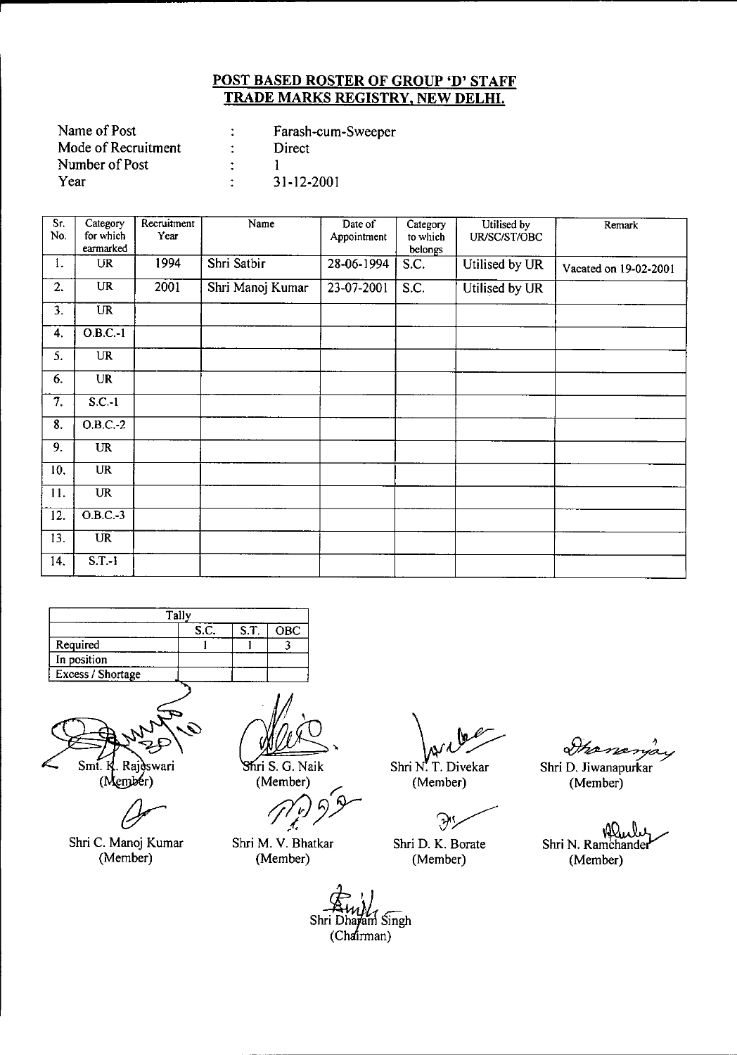## POST BASED ROSTER OF GROUP 'D' STAFF
## TRADE MARKS REGISTRY, NEW DELHI.

Name of Post : Farash-cum-Sweeper
Mode of Recruitment : Direct
Number of Post : 1
Year : 31-12-2001

| Sr. No. | Category for which earmarked | Recruitment Year | Name | Date of Appointment | Category to which belongs | Utilised by UR/SC/ST/OBC | Remark |
|---|---|---|---|---|---|---|---|
| 1. | UR | 1994 | Shri Satbir | 28-06-1994 | S.C. | Utilised by UR | Vacated on 19-02-2001 |
| 2. | UR | 2001 | Shri Manoj Kumar | 23-07-2001 | S.C. | Utilised by UR | |
| 3. | UR | | | | | | |
| 4. | O.B.C.-1 | | | | | | |
| 5. | UR | | | | | | |
| 6. | UR | | | | | | |
| 7. | S.C.-1 | | | | | | |
| 8. | O.B.C.-2 | | | | | | |
| 9. | UR | | | | | | |
| 10. | UR | | | | | | |
| 11. | UR | | | | | | |
| 12. | O.B.C.-3 | | | | | | |
| 13. | UR | | | | | | |
| 14. | S.T.-1 | | | | | | |

| Tally | | | |
|---|---|---|---|
| | S.C. | S.T. | OBC |
| Required | 1 | 1 | 3 |
| In position | | | |
| Excess / Shortage | | | |

Smt. K. Rajeswari (Member)

Shri S. G. Naik (Member)

Shri N. T. Divekar (Member)

Shri D. Jiwanapurkar (Member)

Shri C. Manoj Kumar (Member)

Shri M. V. Bhatkar (Member)

Shri D. K. Borate (Member)

Shri N. Ramchander (Member)

Shri Dharam Singh (Chairman)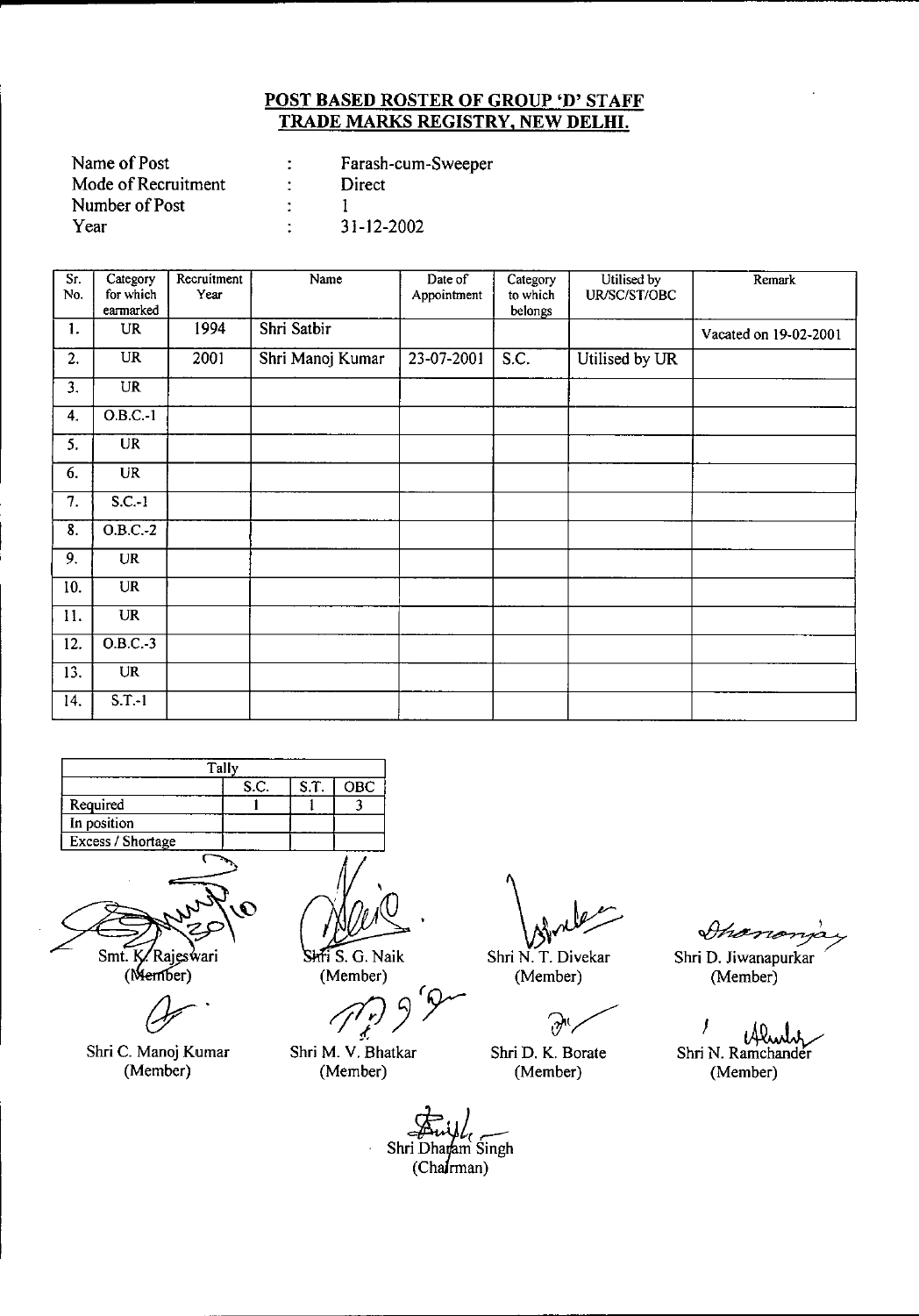**POST BASED ROSTER OF GROUP 'D' STAFF**
**TRADE MARKS REGISTRY, NEW DELHI.**

Name of Post : Farash-cum-Sweeper
Mode of Recruitment : Direct
Number of Post : 1
Year : 31-12-2002

| Sr. No. | Category for which earmarked | Recruitment Year | Name | Date of Appointment | Category to which belongs | Utilised by UR/SC/ST/OBC | Remark |
|---|---|---|---|---|---|---|---|
| 1. | UR | 1994 | Shri Satbir | | | | Vacated on 19-02-2001 |
| 2. | UR | 2001 | Shri Manoj Kumar | 23-07-2001 | S.C. | Utilised by UR | |
| 3. | UR | | | | | | |
| 4. | O.B.C.-1 | | | | | | |
| 5. | UR | | | | | | |
| 6. | UR | | | | | | |
| 7. | S.C.-1 | | | | | | |
| 8. | O.B.C.-2 | | | | | | |
| 9. | UR | | | | | | |
| 10. | UR | | | | | | |
| 11. | UR | | | | | | |
| 12. | O.B.C.-3 | | | | | | |
| 13. | UR | | | | | | |
| 14. | S.T.-1 | | | | | | |

| Tally | | | |
|---|---|---|---|
| | S.C. | S.T. | OBC |
| Required | 1 | 1 | 3 |
| In position | | | |
| Excess / Shortage | | | |

Smt. K. Rajeswari (Member)

Shri S. G. Naik (Member)

Shri N. T. Divekar (Member)

Shri D. Jiwanapurkar (Member)

Shri C. Manoj Kumar (Member)

Shri M. V. Bhatkar (Member)

Shri D. K. Borate (Member)

Shri N. Ramchander (Member)

Shri Dharam Singh (Chairman)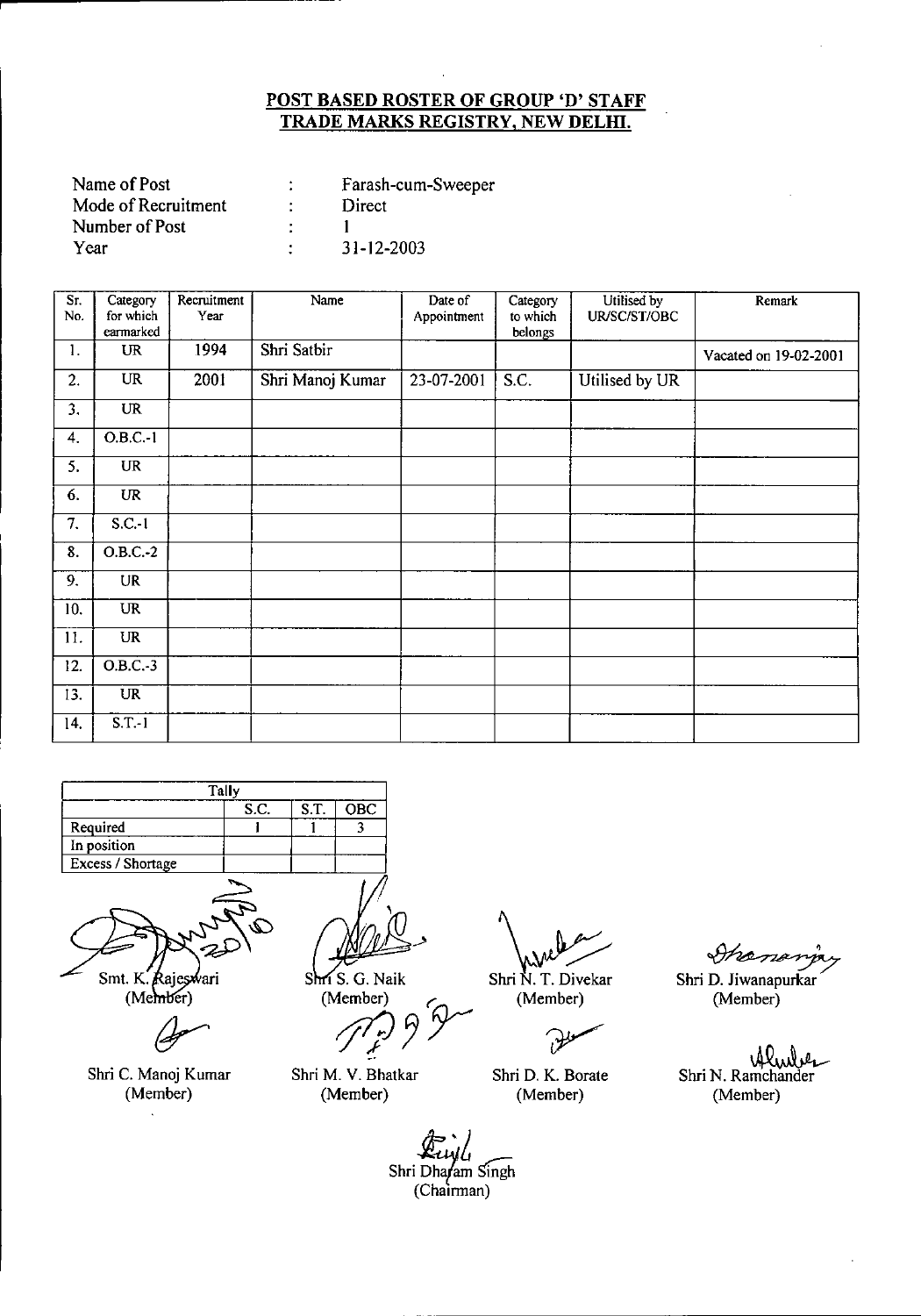## POST BASED ROSTER OF GROUP 'D' STAFF
## TRADE MARKS REGISTRY, NEW DELHI.

| | | |
|---|---|---|
| Name of Post | : | Farash-cum-Sweeper |
| Mode of Recruitment | : | Direct |
| Number of Post | : | 1 |
| Year | : | 31-12-2003 |

| Sr. No. | Category for which earmarked | Recruitment Year | Name | Date of Appointment | Category to which belongs | Utilised by UR/SC/ST/OBC | Remark |
|---|---|---|---|---|---|---|---|
| 1. | UR | 1994 | Shri Satbir | | | | Vacated on 19-02-2001 |
| 2. | UR | 2001 | Shri Manoj Kumar | 23-07-2001 | S.C. | Utilised by UR | |
| 3. | UR | | | | | | |
| 4. | O.B.C.-1 | | | | | | |
| 5. | UR | | | | | | |
| 6. | UR | | | | | | |
| 7. | S.C.-1 | | | | | | |
| 8. | O.B.C.-2 | | | | | | |
| 9. | UR | | | | | | |
| 10. | UR | | | | | | |
| 11. | UR | | | | | | |
| 12. | O.B.C.-3 | | | | | | |
| 13. | UR | | | | | | |
| 14. | S.T.-1 | | | | | | |

| Tally | | | |
|---|---|---|---|
| | S.C. | S.T. | OBC |
| Required | 1 | 1 | 3 |
| In position | | | |
| Excess / Shortage | | | |

Smt. K. Rajeswari (Member)

Shri S. G. Naik (Member)

Shri N. T. Divekar (Member)

Shri D. Jiwanapurkar (Member)

Shri C. Manoj Kumar (Member)

Shri M. V. Bhatkar (Member)

Shri D. K. Borate (Member)

Shri N. Ramchander (Member)

Shri Dharam Singh (Chairman)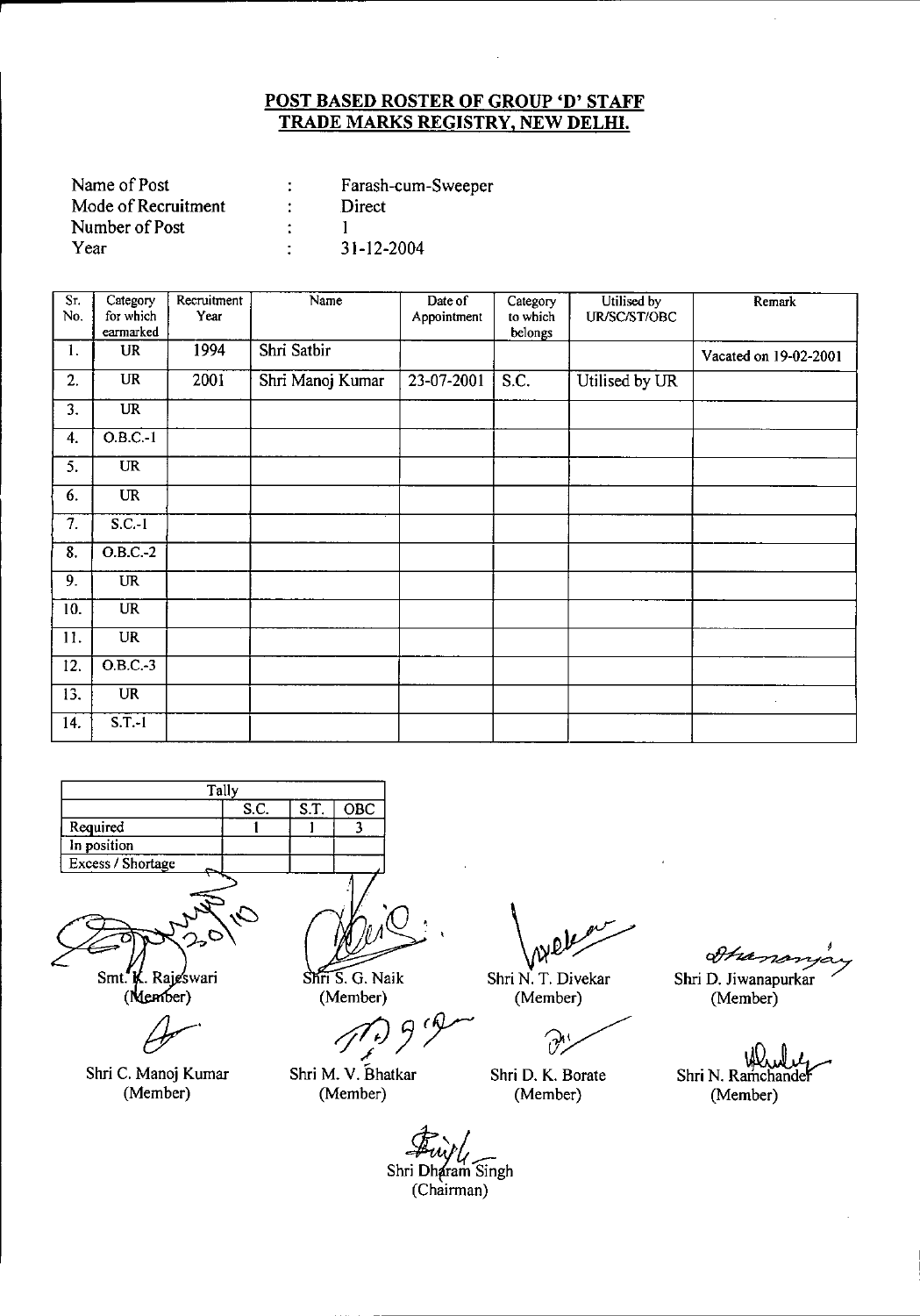# POST BASED ROSTER OF GROUP 'D' STAFF
# TRADE MARKS REGISTRY, NEW DELHI.

| | | |
|---|---|---|
| Name of Post | : | Farash-cum-Sweeper |
| Mode of Recruitment | : | Direct |
| Number of Post | : | 1 |
| Year | : | 31-12-2004 |

| Sr. No. | Category for which earmarked | Recruitment Year | Name | Date of Appointment | Category to which belongs | Utilised by UR/SC/ST/OBC | Remark |
|---|---|---|---|---|---|---|---|
| 1. | UR | 1994 | Shri Satbir | | | | Vacated on 19-02-2001 |
| 2. | UR | 2001 | Shri Manoj Kumar | 23-07-2001 | S.C. | Utilised by UR | |
| 3. | UR | | | | | | |
| 4. | O.B.C.-1 | | | | | | |
| 5. | UR | | | | | | |
| 6. | UR | | | | | | |
| 7. | S.C.-1 | | | | | | |
| 8. | O.B.C.-2 | | | | | | |
| 9. | UR | | | | | | |
| 10. | UR | | | | | | |
| 11. | UR | | | | | | |
| 12. | O.B.C.-3 | | | | | | |
| 13. | UR | | | | | | |
| 14. | S.T.-1 | | | | | | |

| Tally | S.C. | S.T. | OBC |
|---|---|---|---|
| Required | 1 | 1 | 3 |
| In position | | | |
| Excess / Shortage | | | |

Smt. K. Rajeswari (Member)

Shri S. G. Naik (Member)

Shri N. T. Divekar (Member)

Shri D. Jiwanapurkar (Member)

Shri C. Manoj Kumar (Member)

Shri M. V. Bhatkar (Member)

Shri D. K. Borate (Member)

Shri N. Ramchander (Member)

Shri Dharam Singh (Chairman)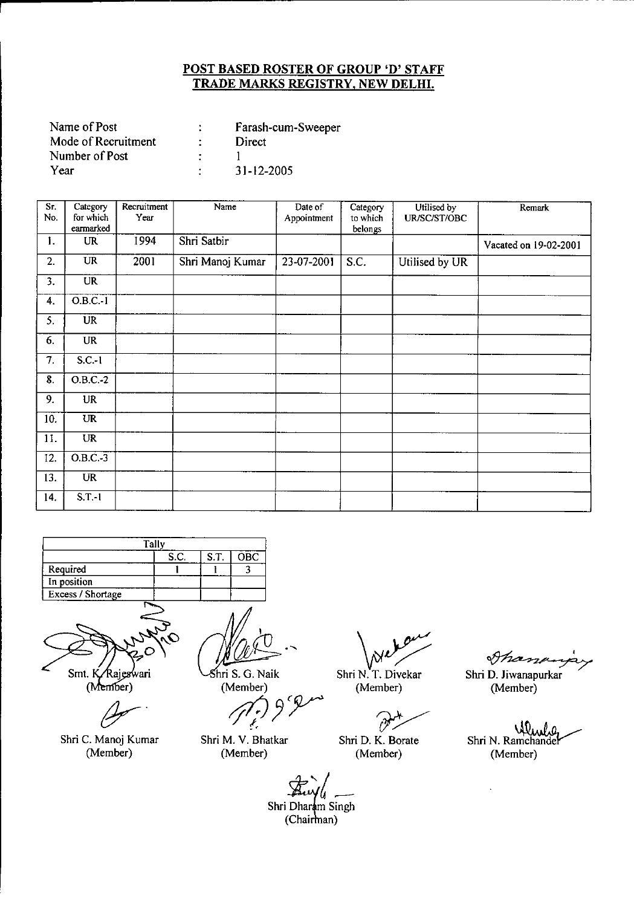**POST BASED ROSTER OF GROUP 'D' STAFF**
**TRADE MARKS REGISTRY, NEW DELHI.**

| | | |
|---|---|---|
| Name of Post | : | Farash-cum-Sweeper |
| Mode of Recruitment | : | Direct |
| Number of Post | : | 1 |
| Year | : | 31-12-2005 |

| Sr. No. | Category for which earmarked | Recruitment Year | Name | Date of Appointment | Category to which belongs | Utilised by UR/SC/ST/OBC | Remark |
|---|---|---|---|---|---|---|---|
| 1. | UR | 1994 | Shri Satbir | | | | Vacated on 19-02-2001 |
| 2. | UR | 2001 | Shri Manoj Kumar | 23-07-2001 | S.C. | Utilised by UR | |
| 3. | UR | | | | | | |
| 4. | O.B.C.-1 | | | | | | |
| 5. | UR | | | | | | |
| 6. | UR | | | | | | |
| 7. | S.C.-1 | | | | | | |
| 8. | O.B.C.-2 | | | | | | |
| 9. | UR | | | | | | |
| 10. | UR | | | | | | |
| 11. | UR | | | | | | |
| 12. | O.B.C.-3 | | | | | | |
| 13. | UR | | | | | | |
| 14. | S.T.-1 | | | | | | |

| Tally | | | |
|---|---|---|---|
| | S.C. | S.T. | OBC |
| Required | 1 | 1 | 3 |
| In position | | | |
| Excess / Shortage | | | |

Smt. K. Rajeswari (Member)

Shri S. G. Naik (Member)

Shri N. T. Divekar (Member)

Shri D. Jiwanapurkar (Member)

Shri C. Manoj Kumar (Member)

Shri M. V. Bhatkar (Member)

Shri D. K. Borate (Member)

Shri N. Ramchander (Member)

Shri Dharam Singh (Chairman)